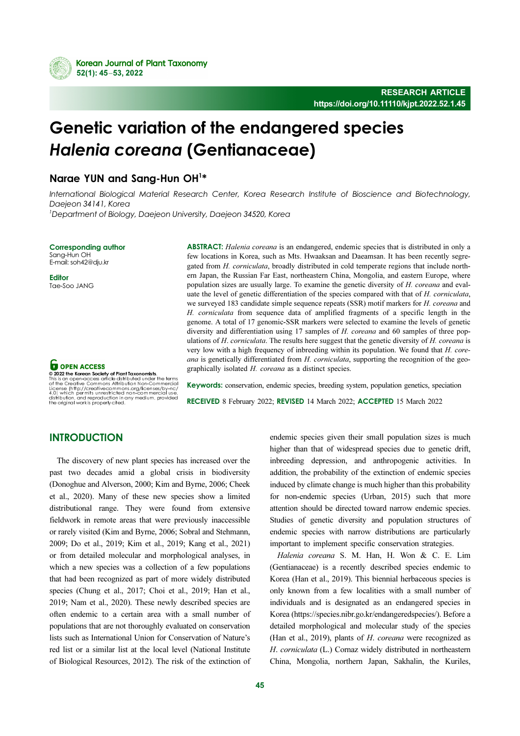RESEARCH ARTICLE
https://doi.org/10.11110/kjpt.2022.52.1.45

# Genetic variation of the endangered species *Halenia coreana* (Gentianaceae)

**Narae YUN and Sang-Hun OH[1]***

*International Biological Material Research Center, Korea Research Institute of Bioscience and Biotechnology, Daejeon 34141, Korea*
*[1]Department of Biology, Daejeon University, Daejeon 34520, Korea*

**Corresponding author**
Sang-Hun OH
E-mail: soh42@dju.kr

**Editor**
Tae-Soo JANG

**OPEN ACCESS**
© 2022 the Korean Society of Plant Taxonomists.
This is an open-access article distributed under the terms of the Creative Commons Attribution Non-Commercial License (http://creativecommons.org/licenses/by-nc/4.0/) which permits unrestricted non-commercial use, distribution, and reproduction in any medium, provided the original work is properly cited.

**ABSTRACT:** *Halenia coreana* is an endangered, endemic species that is distributed in only a few locations in Korea, such as Mts. Hwaaksan and Daeamsan. It has been recently segregated from *H. corniculata*, broadly distributed in cold temperate regions that include northern Japan, the Russian Far East, northeastern China, Mongolia, and eastern Europe, where population sizes are usually large. To examine the genetic diversity of *H. coreana* and evaluate the level of genetic differentiation of the species compared with that of *H. corniculata*, we surveyed 183 candidate simple sequence repeats (SSR) motif markers for *H. coreana* and *H. corniculata* from sequence data of amplified fragments of a specific length in the genome. A total of 17 genomic-SSR markers were selected to examine the levels of genetic diversity and differentiation using 17 samples of *H. coreana* and 60 samples of three populations of *H. corniculata*. The results here suggest that the genetic diversity of *H. coreana* is very low with a high frequency of inbreeding within its population. We found that *H. coreana* is genetically differentiated from *H. corniculata*, supporting the recognition of the geographically isolated *H. coreana* as a distinct species.

**Keywords:** conservation, endemic species, breeding system, population genetics, speciation

**RECEIVED** 8 February 2022; **REVISED** 14 March 2022; **ACCEPTED** 15 March 2022

## INTRODUCTION

The discovery of new plant species has increased over the past two decades amid a global crisis in biodiversity (Donoghue and Alverson, 2000; Kim and Byrne, 2006; Cheek et al., 2020). Many of these new species show a limited distributional range. They were found from extensive fieldwork in remote areas that were previously inaccessible or rarely visited (Kim and Byrne, 2006; Sobral and Stehmann, 2009; Do et al., 2019; Kim et al., 2019; Kang et al., 2021) or from detailed molecular and morphological analyses, in which a new species was a collection of a few populations that had been recognized as part of more widely distributed species (Chung et al., 2017; Choi et al., 2019; Han et al., 2019; Nam et al., 2020). These newly described species are often endemic to a certain area with a small number of populations that are not thoroughly evaluated on conservation lists such as International Union for Conservation of Nature's red list or a similar list at the local level (National Institute of Biological Resources, 2012). The risk of the extinction of endemic species given their small population sizes is much higher than that of widespread species due to genetic drift, inbreeding depression, and anthropogenic activities. In addition, the probability of the extinction of endemic species induced by climate change is much higher than this probability for non-endemic species (Urban, 2015) such that more attention should be directed toward narrow endemic species. Studies of genetic diversity and population structures of endemic species with narrow distributions are particularly important to implement specific conservation strategies.

*Halenia coreana* S. M. Han, H. Won & C. E. Lim (Gentianaceae) is a recently described species endemic to Korea (Han et al., 2019). This biennial herbaceous species is only known from a few localities with a small number of individuals and is designated as an endangered species in Korea (https://species.nibr.go.kr/endangeredspecies/). Before a detailed morphological and molecular study of the species (Han et al., 2019), plants of *H. coreana* were recognized as *H. corniculata* (L.) Cornaz widely distributed in northeastern China, Mongolia, northern Japan, Sakhalin, the Kuriles,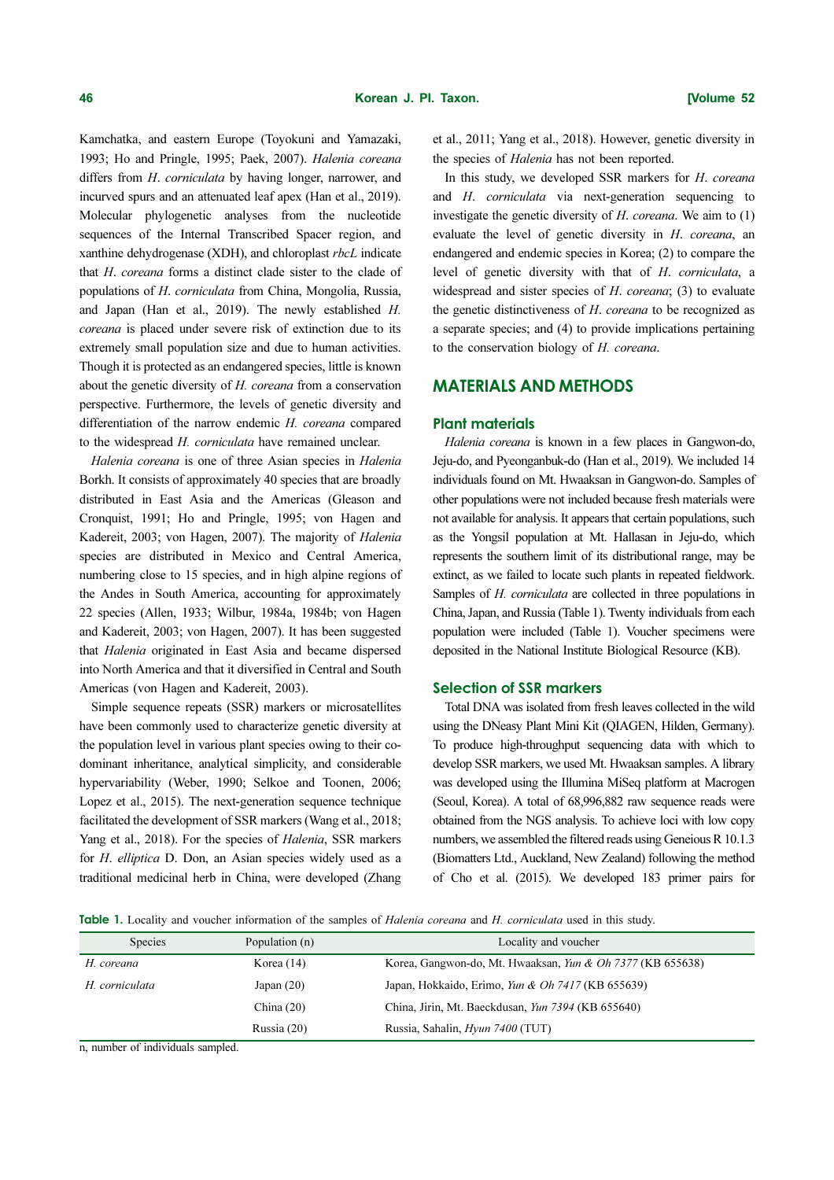Kamchatka, and eastern Europe (Toyokuni and Yamazaki, 1993; Ho and Pringle, 1995; Paek, 2007). *Halenia coreana* differs from *H*. *corniculata* by having longer, narrower, and incurved spurs and an attenuated leaf apex (Han et al., 2019). Molecular phylogenetic analyses from the nucleotide sequences of the Internal Transcribed Spacer region, and xanthine dehydrogenase (XDH), and chloroplast *rbcL* indicate that *H*. *coreana* forms a distinct clade sister to the clade of populations of *H*. *corniculata* from China, Mongolia, Russia, and Japan (Han et al., 2019). The newly established *H. coreana* is placed under severe risk of extinction due to its extremely small population size and due to human activities. Though it is protected as an endangered species, little is known about the genetic diversity of *H. coreana* from a conservation perspective. Furthermore, the levels of genetic diversity and differentiation of the narrow endemic *H. coreana* compared to the widespread *H. corniculata* have remained unclear.

*Halenia coreana* is one of three Asian species in *Halenia* Borkh. It consists of approximately 40 species that are broadly distributed in East Asia and the Americas (Gleason and Cronquist, 1991; Ho and Pringle, 1995; von Hagen and Kadereit, 2003; von Hagen, 2007). The majority of *Halenia* species are distributed in Mexico and Central America, numbering close to 15 species, and in high alpine regions of the Andes in South America, accounting for approximately 22 species (Allen, 1933; Wilbur, 1984a, 1984b; von Hagen and Kadereit, 2003; von Hagen, 2007). It has been suggested that *Halenia* originated in East Asia and became dispersed into North America and that it diversified in Central and South Americas (von Hagen and Kadereit, 2003).

Simple sequence repeats (SSR) markers or microsatellites have been commonly used to characterize genetic diversity at the population level in various plant species owing to their co-dominant inheritance, analytical simplicity, and considerable hypervariability (Weber, 1990; Selkoe and Toonen, 2006; Lopez et al., 2015). The next-generation sequence technique facilitated the development of SSR markers (Wang et al., 2018; Yang et al., 2018). For the species of *Halenia*, SSR markers for *H*. *elliptica* D. Don, an Asian species widely used as a traditional medicinal herb in China, were developed (Zhang et al., 2011; Yang et al., 2018). However, genetic diversity in the species of *Halenia* has not been reported.

In this study, we developed SSR markers for *H*. *coreana* and *H*. *corniculata* via next-generation sequencing to investigate the genetic diversity of *H*. *coreana*. We aim to (1) evaluate the level of genetic diversity in *H*. *coreana*, an endangered and endemic species in Korea; (2) to compare the level of genetic diversity with that of *H*. *corniculata*, a widespread and sister species of *H*. *coreana*; (3) to evaluate the genetic distinctiveness of *H*. *coreana* to be recognized as a separate species; and (4) to provide implications pertaining to the conservation biology of *H. coreana*.

## MATERIALS AND METHODS

### Plant materials

*Halenia coreana* is known in a few places in Gangwon-do, Jeju-do, and Pyeonganbuk-do (Han et al., 2019). We included 14 individuals found on Mt. Hwaaksan in Gangwon-do. Samples of other populations were not included because fresh materials were not available for analysis. It appears that certain populations, such as the Yongsil population at Mt. Hallasan in Jeju-do, which represents the southern limit of its distributional range, may be extinct, as we failed to locate such plants in repeated fieldwork. Samples of *H. corniculata* are collected in three populations in China, Japan, and Russia (Table 1). Twenty individuals from each population were included (Table 1). Voucher specimens were deposited in the National Institute Biological Resource (KB).

### Selection of SSR markers

Total DNA was isolated from fresh leaves collected in the wild using the DNeasy Plant Mini Kit (QIAGEN, Hilden, Germany). To produce high-throughput sequencing data with which to develop SSR markers, we used Mt. Hwaaksan samples. A library was developed using the Illumina MiSeq platform at Macrogen (Seoul, Korea). A total of 68,996,882 raw sequence reads were obtained from the NGS analysis. To achieve loci with low copy numbers, we assembled the filtered reads using Geneious R 10.1.3 (Biomatters Ltd., Auckland, New Zealand) following the method of Cho et al. (2015). We developed 183 primer pairs for

**Table 1.** Locality and voucher information of the samples of *Halenia coreana* and *H. corniculata* used in this study.

| Species | Population (n) | Locality and voucher |
|---|---|---|
| *H. coreana* | Korea (14) | Korea, Gangwon-do, Mt. Hwaaksan, *Yun & Oh 7377* (KB 655638) |
| *H. corniculata* | Japan (20) | Japan, Hokkaido, Erimo, *Yun & Oh 7417* (KB 655639) |
| | China (20) | China, Jirin, Mt. Baeckdusan, *Yun 7394* (KB 655640) |
| | Russia (20) | Russia, Sahalin, *Hyun 7400* (TUT) |

n, number of individuals sampled.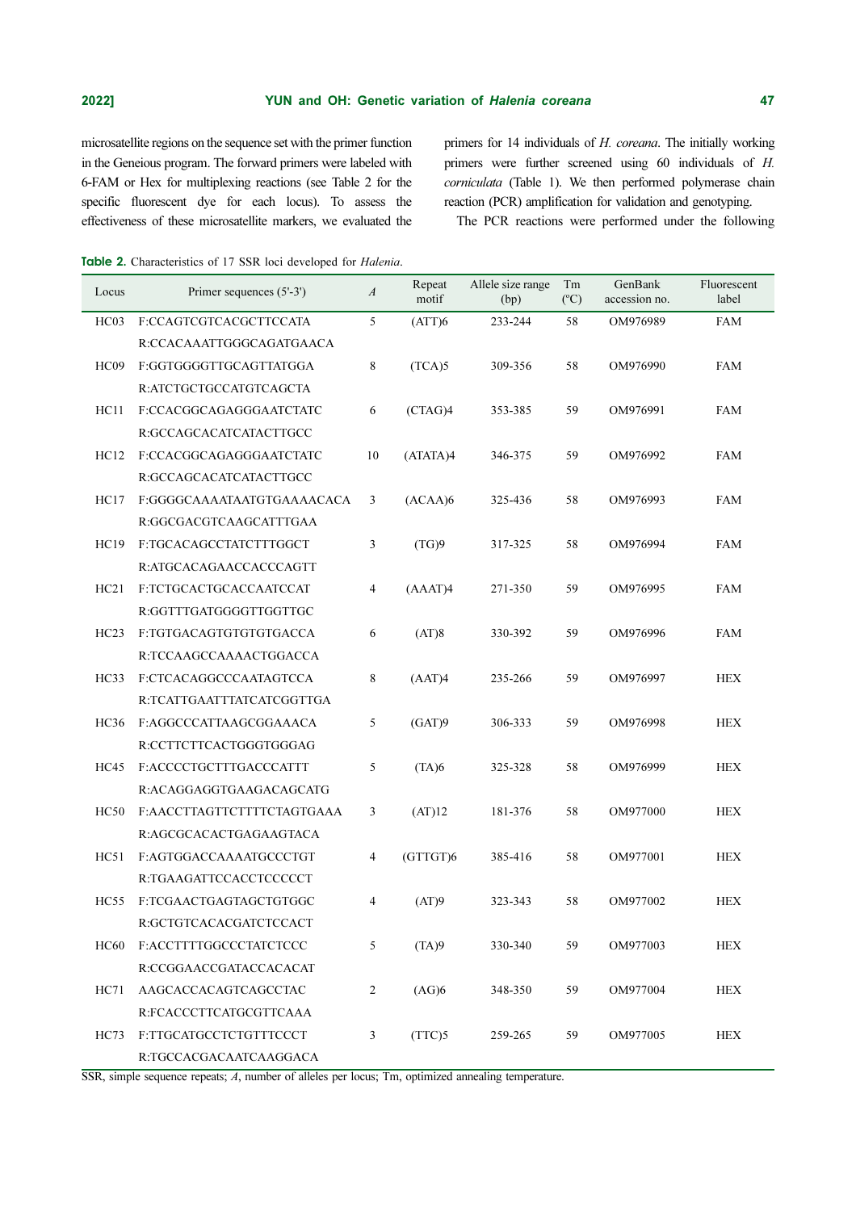microsatellite regions on the sequence set with the primer function in the Geneious program. The forward primers were labeled with 6-FAM or Hex for multiplexing reactions (see Table 2 for the specific fluorescent dye for each locus). To assess the effectiveness of these microsatellite markers, we evaluated the primers for 14 individuals of *H. coreana*. The initially working primers were further screened using 60 individuals of *H. corniculata* (Table 1). We then performed polymerase chain reaction (PCR) amplification for validation and genotyping.

The PCR reactions were performed under the following

**Table 2.** Characteristics of 17 SSR loci developed for *Halenia*.

| Locus | Primer sequences (5'-3') | *A* | Repeat motif | Allele size range (bp) | Tm (ºC) | GenBank accession no. | Fluorescent label |
|---|---|---|---|---|---|---|---|
| HC03 | F:CCAGTCGTCACGCTTCCATA<br>R:CCACAAATTGGGCAGATGAACA | 5 | (ATT)6 | 233-244 | 58 | OM976989 | FAM |
| HC09 | F:GGTGGGGTTGCAGTTATGGA<br>R:ATCTGCTGCCATGTCAGCTA | 8 | (TCA)5 | 309-356 | 58 | OM976990 | FAM |
| HC11 | F:CCACGGCAGAGGGAATCTATC<br>R:GCCAGCACATCATACTTGCC | 6 | (CTAG)4 | 353-385 | 59 | OM976991 | FAM |
| HC12 | F:CCACGGCAGAGGGAATCTATC<br>R:GCCAGCACATCATACTTGCC | 10 | (ATATA)4 | 346-375 | 59 | OM976992 | FAM |
| HC17 | F:GGGGCAAAATAATGTGAAAACACA<br>R:GGCGACGTCAAGCATTTGAA | 3 | (ACAA)6 | 325-436 | 58 | OM976993 | FAM |
| HC19 | F:TGCACAGCCTATCTTTGGCT<br>R:ATGCACAGAACCACCCAGTT | 3 | (TG)9 | 317-325 | 58 | OM976994 | FAM |
| HC21 | F:TCTGCACTGCACCAATCCAT<br>R:GGTTTGATGGGGTTGGTTGC | 4 | (AAAT)4 | 271-350 | 59 | OM976995 | FAM |
| HC23 | F:TGTGACAGTGTGTGTGACCA<br>R:TCCAAGCCAAAACTGGACCA | 6 | (AT)8 | 330-392 | 59 | OM976996 | FAM |
| HC33 | F:CTCACAGGCCCAATAGTCCA<br>R:TCATTGAATTTATCATCGGTTGA | 8 | (AAT)4 | 235-266 | 59 | OM976997 | HEX |
| HC36 | F:AGGCCCATTAAGCGGAAACA<br>R:CCTTCTTCACTGGGTGGGAG | 5 | (GAT)9 | 306-333 | 59 | OM976998 | HEX |
| HC45 | F:ACCCCTGCTTTGACCCATTT<br>R:ACAGGAGGTGAAGACAGCATG | 5 | (TA)6 | 325-328 | 58 | OM976999 | HEX |
| HC50 | F:AACCTTAGTTCTTTTCTAGTGAAA<br>R:AGCGCACACTGAGAAGTACA | 3 | (AT)12 | 181-376 | 58 | OM977000 | HEX |
| HC51 | F:AGTGGACCAAAATGCCCTGT<br>R:TGAAGATTCCACCTCCCCCT | 4 | (GTTGT)6 | 385-416 | 58 | OM977001 | HEX |
| HC55 | F:TCGAACTGAGTAGCTGTGGC<br>R:GCTGTCACACGATCTCCACT | 4 | (AT)9 | 323-343 | 58 | OM977002 | HEX |
| HC60 | F:ACCTTTTGGCCCTATCTCCC<br>R:CCGGAACCGATACCACACAT | 5 | (TA)9 | 330-340 | 59 | OM977003 | HEX |
| HC71 | AAGCACCACAGTCAGCCTAC<br>R:FCACCCTTCATGCGTTCAAA | 2 | (AG)6 | 348-350 | 59 | OM977004 | HEX |
| HC73 | F:TTGCATGCCTCTGTTTCCCT<br>R:TGCCACGACAATCAAGGACA | 3 | (TTC)5 | 259-265 | 59 | OM977005 | HEX |

SSR, simple sequence repeats; *A*, number of alleles per locus; Tm, optimized annealing temperature.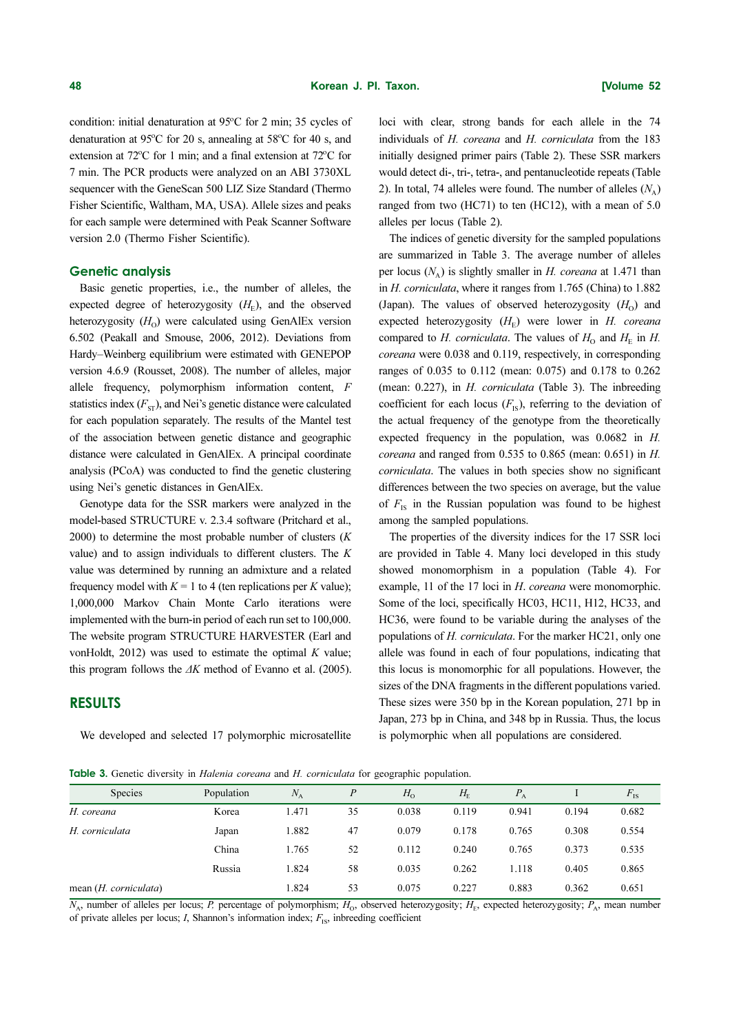condition: initial denaturation at 95°C for 2 min; 35 cycles of denaturation at 95°C for 20 s, annealing at 58°C for 40 s, and extension at 72°C for 1 min; and a final extension at 72°C for 7 min. The PCR products were analyzed on an ABI 3730XL sequencer with the GeneScan 500 LIZ Size Standard (Thermo Fisher Scientific, Waltham, MA, USA). Allele sizes and peaks for each sample were determined with Peak Scanner Software version 2.0 (Thermo Fisher Scientific).

### Genetic analysis

Basic genetic properties, i.e., the number of alleles, the expected degree of heterozygosity ($H_E$), and the observed heterozygosity ($H_O$) were calculated using GenAlEx version 6.502 (Peakall and Smouse, 2006, 2012). Deviations from Hardy–Weinberg equilibrium were estimated with GENEPOP version 4.6.9 (Rousset, 2008). The number of alleles, major allele frequency, polymorphism information content, $F$ statistics index ($F_{ST}$), and Nei's genetic distance were calculated for each population separately. The results of the Mantel test of the association between genetic distance and geographic distance were calculated in GenAlEx. A principal coordinate analysis (PCoA) was conducted to find the genetic clustering using Nei's genetic distances in GenAlEx.

Genotype data for the SSR markers were analyzed in the model-based STRUCTURE v. 2.3.4 software (Pritchard et al., 2000) to determine the most probable number of clusters ($K$ value) and to assign individuals to different clusters. The $K$ value was determined by running an admixture and a related frequency model with $K = 1$ to 4 (ten replications per $K$ value); 1,000,000 Markov Chain Monte Carlo iterations were implemented with the burn-in period of each run set to 100,000. The website program STRUCTURE HARVESTER (Earl and vonHoldt, 2012) was used to estimate the optimal $K$ value; this program follows the $\Delta K$ method of Evanno et al. (2005).

## RESULTS

We developed and selected 17 polymorphic microsatellite loci with clear, strong bands for each allele in the 74 individuals of *H. coreana* and *H. corniculata* from the 183 initially designed primer pairs (Table 2). These SSR markers would detect di-, tri-, tetra-, and pentanucleotide repeats (Table 2). In total, 74 alleles were found. The number of alleles ($N_A$) ranged from two (HC71) to ten (HC12), with a mean of 5.0 alleles per locus (Table 2).

The indices of genetic diversity for the sampled populations are summarized in Table 3. The average number of alleles per locus ($N_A$) is slightly smaller in *H. coreana* at 1.471 than in *H. corniculata*, where it ranges from 1.765 (China) to 1.882 (Japan). The values of observed heterozygosity ($H_O$) and expected heterozygosity ($H_E$) were lower in *H. coreana* compared to *H. corniculata*. The values of $H_O$ and $H_E$ in *H. coreana* were 0.038 and 0.119, respectively, in corresponding ranges of 0.035 to 0.112 (mean: 0.075) and 0.178 to 0.262 (mean: 0.227), in *H. corniculata* (Table 3). The inbreeding coefficient for each locus ($F_{IS}$), referring to the deviation of the actual frequency of the genotype from the theoretically expected frequency in the population, was 0.0682 in *H. coreana* and ranged from 0.535 to 0.865 (mean: 0.651) in *H. corniculata*. The values in both species show no significant differences between the two species on average, but the value of $F_{IS}$ in the Russian population was found to be highest among the sampled populations.

The properties of the diversity indices for the 17 SSR loci are provided in Table 4. Many loci developed in this study showed monomorphism in a population (Table 4). For example, 11 of the 17 loci in *H. coreana* were monomorphic. Some of the loci, specifically HC03, HC11, H12, HC33, and HC36, were found to be variable during the analyses of the populations of *H. corniculata*. For the marker HC21, only one allele was found in each of four populations, indicating that this locus is monomorphic for all populations. However, the sizes of the DNA fragments in the different populations varied. These sizes were 350 bp in the Korean population, 271 bp in Japan, 273 bp in China, and 348 bp in Russia. Thus, the locus is polymorphic when all populations are considered.

**Table 3.** Genetic diversity in *Halenia coreana* and *H. corniculata* for geographic population.

| Species | Population | $N_A$ | $P$ | $H_O$ | $H_E$ | $P_A$ | I | $F_{IS}$ |
|---|---|---|---|---|---|---|---|---|
| *H. coreana* | Korea | 1.471 | 35 | 0.038 | 0.119 | 0.941 | 0.194 | 0.682 |
| *H. corniculata* | Japan | 1.882 | 47 | 0.079 | 0.178 | 0.765 | 0.308 | 0.554 |
| | China | 1.765 | 52 | 0.112 | 0.240 | 0.765 | 0.373 | 0.535 |
| | Russia | 1.824 | 58 | 0.035 | 0.262 | 1.118 | 0.405 | 0.865 |
| mean (*H. corniculata*) | | 1.824 | 53 | 0.075 | 0.227 | 0.883 | 0.362 | 0.651 |

$N_A$, number of alleles per locus; $P$, percentage of polymorphism; $H_O$, observed heterozygosity; $H_E$, expected heterozygosity; $P_A$, mean number of private alleles per locus; $I$, Shannon's information index; $F_{IS}$, inbreeding coefficient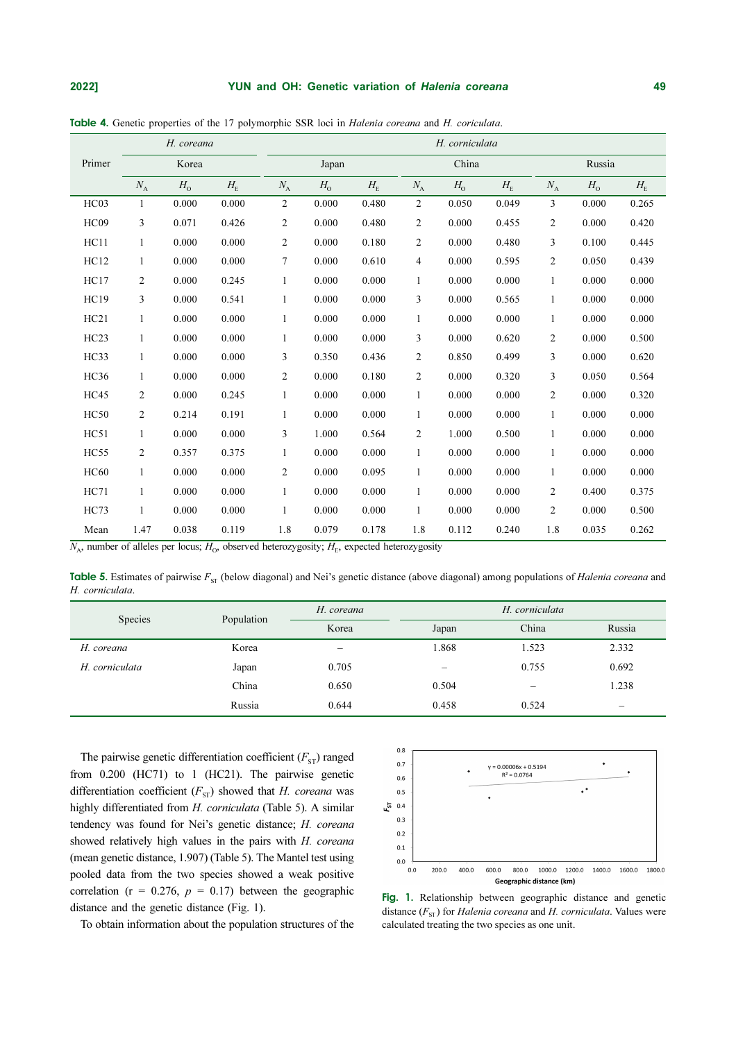**Table 4.** Genetic properties of the 17 polymorphic SSR loci in *Halenia coreana* and *H. coriculata*.

| Primer | *H. coreana* | | | *H. corniculata* | | | | | | | | |
|---|---|---|---|---|---|---|---|---|---|---|---|---|
| | Korea | | | Japan | | | China | | | Russia | | |
| | $N_A$ | $H_O$ | $H_E$ | $N_A$ | $H_O$ | $H_E$ | $N_A$ | $H_O$ | $H_E$ | $N_A$ | $H_O$ | $H_E$ |
| HC03 | 1 | 0.000 | 0.000 | 2 | 0.000 | 0.480 | 2 | 0.050 | 0.049 | 3 | 0.000 | 0.265 |
| HC09 | 3 | 0.071 | 0.426 | 2 | 0.000 | 0.480 | 2 | 0.000 | 0.455 | 2 | 0.000 | 0.420 |
| HC11 | 1 | 0.000 | 0.000 | 2 | 0.000 | 0.180 | 2 | 0.000 | 0.480 | 3 | 0.100 | 0.445 |
| HC12 | 1 | 0.000 | 0.000 | 7 | 0.000 | 0.610 | 4 | 0.000 | 0.595 | 2 | 0.050 | 0.439 |
| HC17 | 2 | 0.000 | 0.245 | 1 | 0.000 | 0.000 | 1 | 0.000 | 0.000 | 1 | 0.000 | 0.000 |
| HC19 | 3 | 0.000 | 0.541 | 1 | 0.000 | 0.000 | 3 | 0.000 | 0.565 | 1 | 0.000 | 0.000 |
| HC21 | 1 | 0.000 | 0.000 | 1 | 0.000 | 0.000 | 1 | 0.000 | 0.000 | 1 | 0.000 | 0.000 |
| HC23 | 1 | 0.000 | 0.000 | 1 | 0.000 | 0.000 | 3 | 0.000 | 0.620 | 2 | 0.000 | 0.500 |
| HC33 | 1 | 0.000 | 0.000 | 3 | 0.350 | 0.436 | 2 | 0.850 | 0.499 | 3 | 0.000 | 0.620 |
| HC36 | 1 | 0.000 | 0.000 | 2 | 0.000 | 0.180 | 2 | 0.000 | 0.320 | 3 | 0.050 | 0.564 |
| HC45 | 2 | 0.000 | 0.245 | 1 | 0.000 | 0.000 | 1 | 0.000 | 0.000 | 2 | 0.000 | 0.320 |
| HC50 | 2 | 0.214 | 0.191 | 1 | 0.000 | 0.000 | 1 | 0.000 | 0.000 | 1 | 0.000 | 0.000 |
| HC51 | 1 | 0.000 | 0.000 | 3 | 1.000 | 0.564 | 2 | 1.000 | 0.500 | 1 | 0.000 | 0.000 |
| HC55 | 2 | 0.357 | 0.375 | 1 | 0.000 | 0.000 | 1 | 0.000 | 0.000 | 1 | 0.000 | 0.000 |
| HC60 | 1 | 0.000 | 0.000 | 2 | 0.000 | 0.095 | 1 | 0.000 | 0.000 | 1 | 0.000 | 0.000 |
| HC71 | 1 | 0.000 | 0.000 | 1 | 0.000 | 0.000 | 1 | 0.000 | 0.000 | 2 | 0.400 | 0.375 |
| HC73 | 1 | 0.000 | 0.000 | 1 | 0.000 | 0.000 | 1 | 0.000 | 0.000 | 2 | 0.000 | 0.500 |
| Mean | 1.47 | 0.038 | 0.119 | 1.8 | 0.079 | 0.178 | 1.8 | 0.112 | 0.240 | 1.8 | 0.035 | 0.262 |

$N_A$, number of alleles per locus; $H_O$, observed heterozygosity; $H_E$, expected heterozygosity

**Table 5.** Estimates of pairwise $F_{ST}$ (below diagonal) and Nei's genetic distance (above diagonal) among populations of *Halenia coreana* and *H. corniculata*.

| Species | Population | *H. coreana* | *H. corniculata* | | |
|---|---|---|---|---|---|
| | | Korea | Japan | China | Russia |
| *H. coreana* | Korea | – | 1.868 | 1.523 | 2.332 |
| *H. corniculata* | Japan | 0.705 | – | 0.755 | 0.692 |
| | China | 0.650 | 0.504 | – | 1.238 |
| | Russia | 0.644 | 0.458 | 0.524 | – |

The pairwise genetic differentiation coefficient ($F_{ST}$) ranged from 0.200 (HC71) to 1 (HC21). The pairwise genetic differentiation coefficient ($F_{ST}$) showed that *H. coreana* was highly differentiated from *H. corniculata* (Table 5). A similar tendency was found for Nei's genetic distance; *H. coreana* showed relatively high values in the pairs with *H. coreana* (mean genetic distance, 1.907) (Table 5). The Mantel test using pooled data from the two species showed a weak positive correlation (r = 0.276, $p$ = 0.17) between the geographic distance and the genetic distance (Fig. 1).

To obtain information about the population structures of the

**Fig. 1.** Relationship between geographic distance and genetic distance ($F_{ST}$) for *Halenia coreana* and *H. corniculata*. Values were calculated treating the two species as one unit.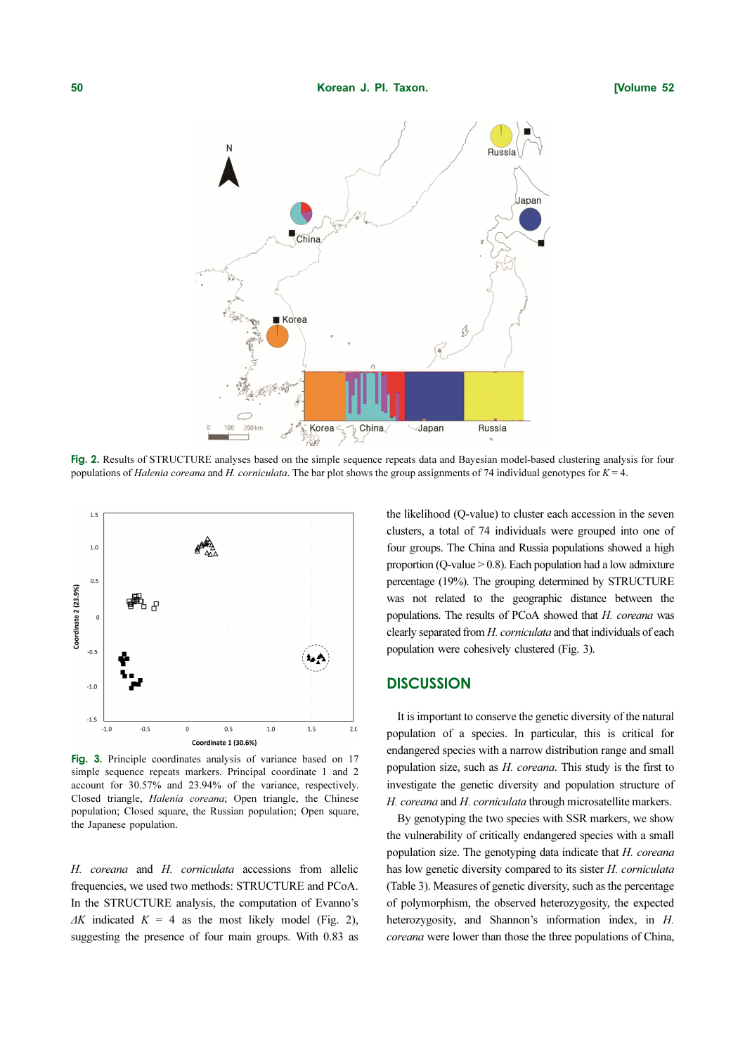Fig. 2. Results of STRUCTURE analyses based on the simple sequence repeats data and Bayesian model-based clustering analysis for four populations of *Halenia coreana* and *H. corniculata*. The bar plot shows the group assignments of 74 individual genotypes for $K = 4$.

Fig. 3. Principle coordinates analysis of variance based on 17 simple sequence repeats markers. Principal coordinate 1 and 2 account for 30.57% and 23.94% of the variance, respectively. Closed triangle, *Halenia coreana*; Open triangle, the Chinese population; Closed square, the Russian population; Open square, the Japanese population.

*H. coreana* and *H. corniculata* accessions from allelic frequencies, we used two methods: STRUCTURE and PCoA. In the STRUCTURE analysis, the computation of Evanno's $\Delta K$ indicated $K = 4$ as the most likely model (Fig. 2), suggesting the presence of four main groups. With 0.83 as the likelihood (Q-value) to cluster each accession in the seven clusters, a total of 74 individuals were grouped into one of four groups. The China and Russia populations showed a high proportion (Q-value > 0.8). Each population had a low admixture percentage (19%). The grouping determined by STRUCTURE was not related to the geographic distance between the populations. The results of PCoA showed that *H. coreana* was clearly separated from *H. corniculata* and that individuals of each population were cohesively clustered (Fig. 3).

## DISCUSSION

It is important to conserve the genetic diversity of the natural population of a species. In particular, this is critical for endangered species with a narrow distribution range and small population size, such as *H. coreana*. This study is the first to investigate the genetic diversity and population structure of *H. coreana* and *H. corniculata* through microsatellite markers.

By genotyping the two species with SSR markers, we show the vulnerability of critically endangered species with a small population size. The genotyping data indicate that *H. coreana* has low genetic diversity compared to its sister *H. corniculata* (Table 3). Measures of genetic diversity, such as the percentage of polymorphism, the observed heterozygosity, the expected heterozygosity, and Shannon's information index, in *H. coreana* were lower than those the three populations of China,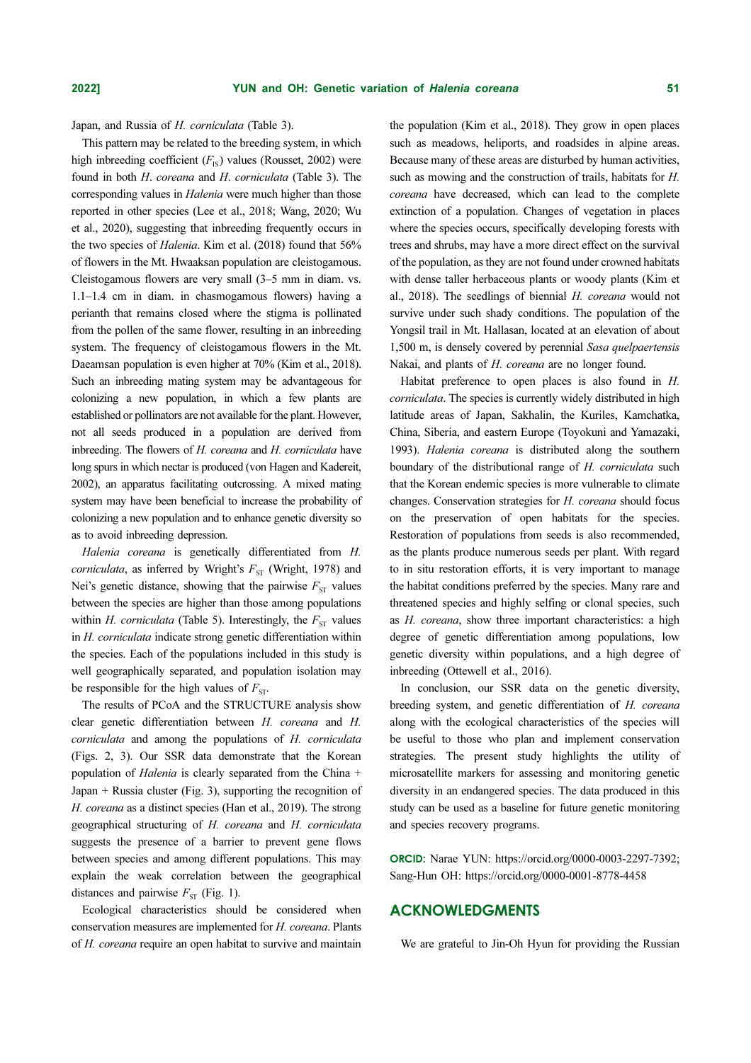Japan, and Russia of *H. corniculata* (Table 3).

This pattern may be related to the breeding system, in which high inbreeding coefficient ($F_{IS}$) values (Rousset, 2002) were found in both *H*. *coreana* and *H*. *corniculata* (Table 3). The corresponding values in *Halenia* were much higher than those reported in other species (Lee et al., 2018; Wang, 2020; Wu et al., 2020), suggesting that inbreeding frequently occurs in the two species of *Halenia*. Kim et al. (2018) found that 56% of flowers in the Mt. Hwaaksan population are cleistogamous. Cleistogamous flowers are very small (3–5 mm in diam. vs. 1.1–1.4 cm in diam. in chasmogamous flowers) having a perianth that remains closed where the stigma is pollinated from the pollen of the same flower, resulting in an inbreeding system. The frequency of cleistogamous flowers in the Mt. Daeamsan population is even higher at 70% (Kim et al., 2018). Such an inbreeding mating system may be advantageous for colonizing a new population, in which a few plants are established or pollinators are not available for the plant. However, not all seeds produced in a population are derived from inbreeding. The flowers of *H. coreana* and *H. corniculata* have long spurs in which nectar is produced (von Hagen and Kadereit, 2002), an apparatus facilitating outcrossing. A mixed mating system may have been beneficial to increase the probability of colonizing a new population and to enhance genetic diversity so as to avoid inbreeding depression.

*Halenia coreana* is genetically differentiated from *H. corniculata*, as inferred by Wright's $F_{ST}$ (Wright, 1978) and Nei's genetic distance, showing that the pairwise $F_{ST}$ values between the species are higher than those among populations within *H. corniculata* (Table 5). Interestingly, the $F_{ST}$ values in *H. corniculata* indicate strong genetic differentiation within the species. Each of the populations included in this study is well geographically separated, and population isolation may be responsible for the high values of $F_{ST}$.

The results of PCoA and the STRUCTURE analysis show clear genetic differentiation between *H. coreana* and *H. corniculata* and among the populations of *H. corniculata* (Figs. 2, 3). Our SSR data demonstrate that the Korean population of *Halenia* is clearly separated from the China + Japan + Russia cluster (Fig. 3), supporting the recognition of *H. coreana* as a distinct species (Han et al., 2019). The strong geographical structuring of *H. coreana* and *H. corniculata* suggests the presence of a barrier to prevent gene flows between species and among different populations. This may explain the weak correlation between the geographical distances and pairwise $F_{ST}$ (Fig. 1).

Ecological characteristics should be considered when conservation measures are implemented for *H. coreana*. Plants of *H. coreana* require an open habitat to survive and maintain the population (Kim et al., 2018). They grow in open places such as meadows, heliports, and roadsides in alpine areas. Because many of these areas are disturbed by human activities, such as mowing and the construction of trails, habitats for *H. coreana* have decreased, which can lead to the complete extinction of a population. Changes of vegetation in places where the species occurs, specifically developing forests with trees and shrubs, may have a more direct effect on the survival of the population, as they are not found under crowned habitats with dense taller herbaceous plants or woody plants (Kim et al., 2018). The seedlings of biennial *H. coreana* would not survive under such shady conditions. The population of the Yongsil trail in Mt. Hallasan, located at an elevation of about 1,500 m, is densely covered by perennial *Sasa quelpaertensis* Nakai, and plants of *H. coreana* are no longer found.

Habitat preference to open places is also found in *H. corniculata*. The species is currently widely distributed in high latitude areas of Japan, Sakhalin, the Kuriles, Kamchatka, China, Siberia, and eastern Europe (Toyokuni and Yamazaki, 1993). *Halenia coreana* is distributed along the southern boundary of the distributional range of *H. corniculata* such that the Korean endemic species is more vulnerable to climate changes. Conservation strategies for *H. coreana* should focus on the preservation of open habitats for the species. Restoration of populations from seeds is also recommended, as the plants produce numerous seeds per plant. With regard to in situ restoration efforts, it is very important to manage the habitat conditions preferred by the species. Many rare and threatened species and highly selfing or clonal species, such as *H. coreana*, show three important characteristics: a high degree of genetic differentiation among populations, low genetic diversity within populations, and a high degree of inbreeding (Ottewell et al., 2016).

In conclusion, our SSR data on the genetic diversity, breeding system, and genetic differentiation of *H. coreana* along with the ecological characteristics of the species will be useful to those who plan and implement conservation strategies. The present study highlights the utility of microsatellite markers for assessing and monitoring genetic diversity in an endangered species. The data produced in this study can be used as a baseline for future genetic monitoring and species recovery programs.

**ORCID:** Narae YUN: https://orcid.org/0000-0003-2297-7392; Sang-Hun OH: https://orcid.org/0000-0001-8778-4458

## ACKNOWLEDGMENTS

We are grateful to Jin-Oh Hyun for providing the Russian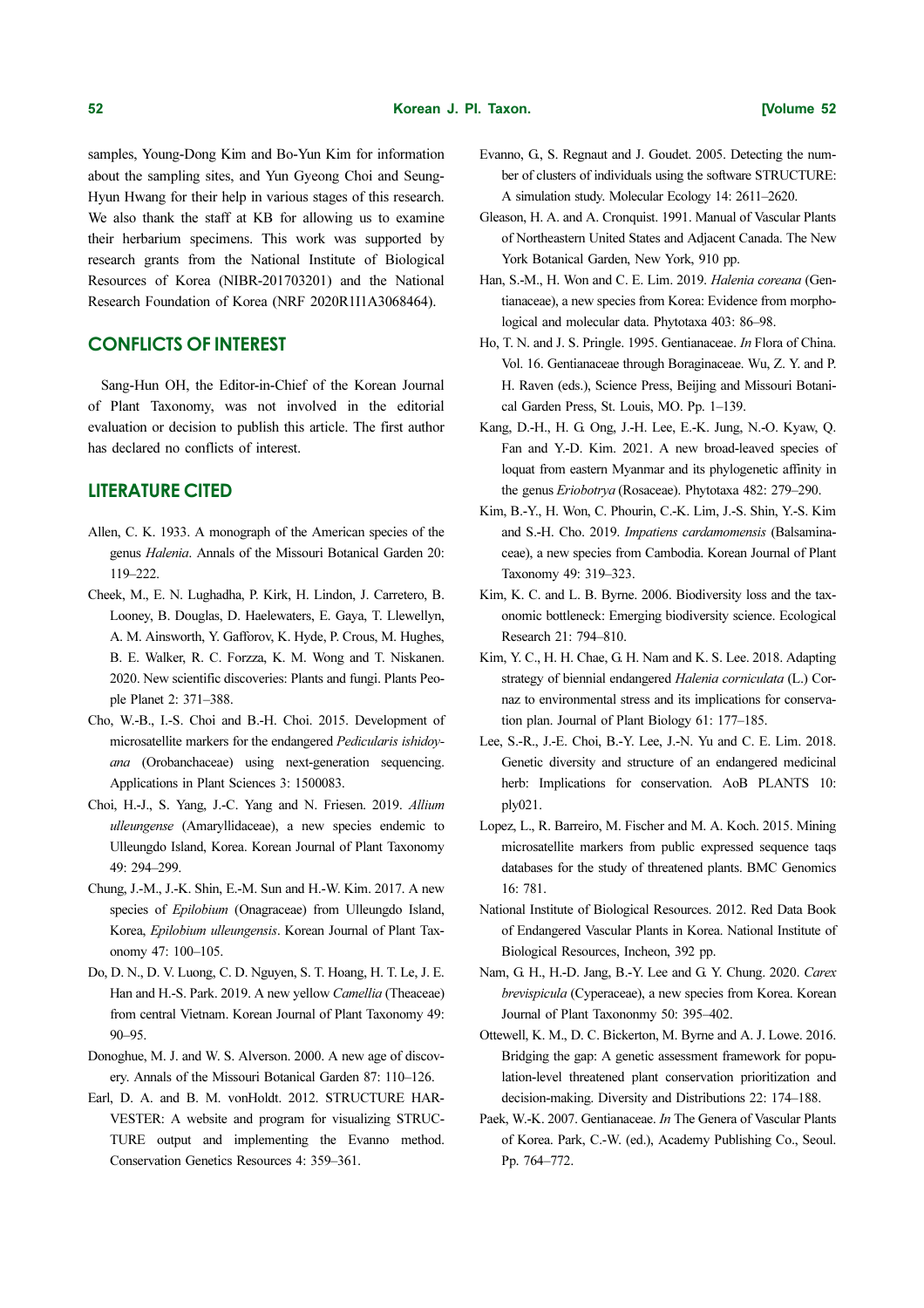samples, Young-Dong Kim and Bo-Yun Kim for information about the sampling sites, and Yun Gyeong Choi and Seung-Hyun Hwang for their help in various stages of this research. We also thank the staff at KB for allowing us to examine their herbarium specimens. This work was supported by research grants from the National Institute of Biological Resources of Korea (NIBR-201703201) and the National Research Foundation of Korea (NRF 2020R1I1A3068464).

## CONFLICTS OF INTEREST

Sang-Hun OH, the Editor-in-Chief of the Korean Journal of Plant Taxonomy, was not involved in the editorial evaluation or decision to publish this article. The first author has declared no conflicts of interest.

## LITERATURE CITED

Allen, C. K. 1933. A monograph of the American species of the genus *Halenia*. Annals of the Missouri Botanical Garden 20: 119–222.

Cheek, M., E. N. Lughadha, P. Kirk, H. Lindon, J. Carretero, B. Looney, B. Douglas, D. Haelewaters, E. Gaya, T. Llewellyn, A. M. Ainsworth, Y. Gafforov, K. Hyde, P. Crous, M. Hughes, B. E. Walker, R. C. Forzza, K. M. Wong and T. Niskanen. 2020. New scientific discoveries: Plants and fungi. Plants People Planet 2: 371–388.

Cho, W.-B., I.-S. Choi and B.-H. Choi. 2015. Development of microsatellite markers for the endangered *Pedicularis ishidoyana* (Orobanchaceae) using next-generation sequencing. Applications in Plant Sciences 3: 1500083.

Choi, H.-J., S. Yang, J.-C. Yang and N. Friesen. 2019. *Allium ulleungense* (Amaryllidaceae), a new species endemic to Ulleungdo Island, Korea. Korean Journal of Plant Taxonomy 49: 294–299.

Chung, J.-M., J.-K. Shin, E.-M. Sun and H.-W. Kim. 2017. A new species of *Epilobium* (Onagraceae) from Ulleungdo Island, Korea, *Epilobium ulleungensis*. Korean Journal of Plant Taxonomy 47: 100–105.

Do, D. N., D. V. Luong, C. D. Nguyen, S. T. Hoang, H. T. Le, J. E. Han and H.-S. Park. 2019. A new yellow *Camellia* (Theaceae) from central Vietnam. Korean Journal of Plant Taxonomy 49: 90–95.

Donoghue, M. J. and W. S. Alverson. 2000. A new age of discovery. Annals of the Missouri Botanical Garden 87: 110–126.

Earl, D. A. and B. M. vonHoldt. 2012. STRUCTURE HARVESTER: A website and program for visualizing STRUCTURE output and implementing the Evanno method. Conservation Genetics Resources 4: 359–361.

Evanno, G., S. Regnaut and J. Goudet. 2005. Detecting the number of clusters of individuals using the software STRUCTURE: A simulation study. Molecular Ecology 14: 2611–2620.

Gleason, H. A. and A. Cronquist. 1991. Manual of Vascular Plants of Northeastern United States and Adjacent Canada. The New York Botanical Garden, New York, 910 pp.

Han, S.-M., H. Won and C. E. Lim. 2019. *Halenia coreana* (Gentianaceae), a new species from Korea: Evidence from morphological and molecular data. Phytotaxa 403: 86–98.

Ho, T. N. and J. S. Pringle. 1995. Gentianaceae. *In* Flora of China. Vol. 16. Gentianaceae through Boraginaceae. Wu, Z. Y. and P. H. Raven (eds.), Science Press, Beijing and Missouri Botanical Garden Press, St. Louis, MO. Pp. 1–139.

Kang, D.-H., H. G. Ong, J.-H. Lee, E.-K. Jung, N.-O. Kyaw, Q. Fan and Y.-D. Kim. 2021. A new broad-leaved species of loquat from eastern Myanmar and its phylogenetic affinity in the genus *Eriobotrya* (Rosaceae). Phytotaxa 482: 279–290.

Kim, B.-Y., H. Won, C. Phourin, C.-K. Lim, J.-S. Shin, Y.-S. Kim and S.-H. Cho. 2019. *Impatiens cardamomensis* (Balsaminaceae), a new species from Cambodia. Korean Journal of Plant Taxonomy 49: 319–323.

Kim, K. C. and L. B. Byrne. 2006. Biodiversity loss and the taxonomic bottleneck: Emerging biodiversity science. Ecological Research 21: 794–810.

Kim, Y. C., H. H. Chae, G. H. Nam and K. S. Lee. 2018. Adapting strategy of biennial endangered *Halenia corniculata* (L.) Cornaz to environmental stress and its implications for conservation plan. Journal of Plant Biology 61: 177–185.

Lee, S.-R., J.-E. Choi, B.-Y. Lee, J.-N. Yu and C. E. Lim. 2018. Genetic diversity and structure of an endangered medicinal herb: Implications for conservation. AoB PLANTS 10: ply021.

Lopez, L., R. Barreiro, M. Fischer and M. A. Koch. 2015. Mining microsatellite markers from public expressed sequence taqs databases for the study of threatened plants. BMC Genomics 16: 781.

National Institute of Biological Resources. 2012. Red Data Book of Endangered Vascular Plants in Korea. National Institute of Biological Resources, Incheon, 392 pp.

Nam, G. H., H.-D. Jang, B.-Y. Lee and G. Y. Chung. 2020. *Carex brevispicula* (Cyperaceae), a new species from Korea. Korean Journal of Plant Taxononmy 50: 395–402.

Ottewell, K. M., D. C. Bickerton, M. Byrne and A. J. Lowe. 2016. Bridging the gap: A genetic assessment framework for population-level threatened plant conservation prioritization and decision-making. Diversity and Distributions 22: 174–188.

Paek, W.-K. 2007. Gentianaceae. *In* The Genera of Vascular Plants of Korea. Park, C.-W. (ed.), Academy Publishing Co., Seoul. Pp. 764–772.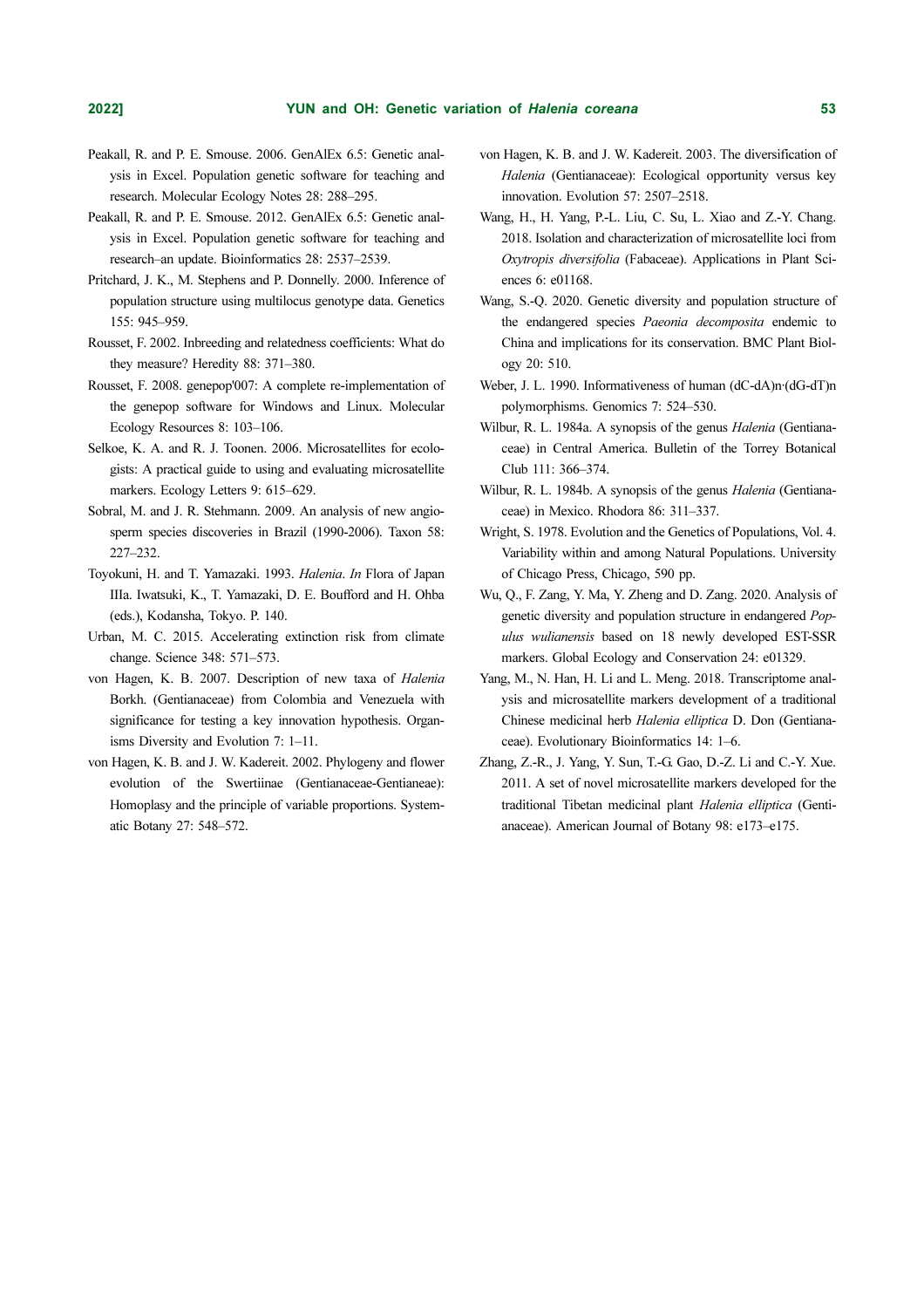Peakall, R. and P. E. Smouse. 2006. GenAlEx 6.5: Genetic analysis in Excel. Population genetic software for teaching and research. Molecular Ecology Notes 28: 288–295.

Peakall, R. and P. E. Smouse. 2012. GenAlEx 6.5: Genetic analysis in Excel. Population genetic software for teaching and research–an update. Bioinformatics 28: 2537–2539.

Pritchard, J. K., M. Stephens and P. Donnelly. 2000. Inference of population structure using multilocus genotype data. Genetics 155: 945–959.

Rousset, F. 2002. Inbreeding and relatedness coefficients: What do they measure? Heredity 88: 371–380.

Rousset, F. 2008. genepop'007: A complete re-implementation of the genepop software for Windows and Linux. Molecular Ecology Resources 8: 103–106.

Selkoe, K. A. and R. J. Toonen. 2006. Microsatellites for ecologists: A practical guide to using and evaluating microsatellite markers. Ecology Letters 9: 615–629.

Sobral, M. and J. R. Stehmann. 2009. An analysis of new angiosperm species discoveries in Brazil (1990-2006). Taxon 58: 227–232.

Toyokuni, H. and T. Yamazaki. 1993. *Halenia*. *In* Flora of Japan IIIa. Iwatsuki, K., T. Yamazaki, D. E. Boufford and H. Ohba (eds.), Kodansha, Tokyo. P. 140.

Urban, M. C. 2015. Accelerating extinction risk from climate change. Science 348: 571–573.

von Hagen, K. B. 2007. Description of new taxa of *Halenia* Borkh. (Gentianaceae) from Colombia and Venezuela with significance for testing a key innovation hypothesis. Organisms Diversity and Evolution 7: 1–11.

von Hagen, K. B. and J. W. Kadereit. 2002. Phylogeny and flower evolution of the Swertiinae (Gentianaceae-Gentianeae): Homoplasy and the principle of variable proportions. Systematic Botany 27: 548–572.

von Hagen, K. B. and J. W. Kadereit. 2003. The diversification of *Halenia* (Gentianaceae): Ecological opportunity versus key innovation. Evolution 57: 2507–2518.

Wang, H., H. Yang, P.-L. Liu, C. Su, L. Xiao and Z.-Y. Chang. 2018. Isolation and characterization of microsatellite loci from *Oxytropis diversifolia* (Fabaceae). Applications in Plant Sciences 6: e01168.

Wang, S.-Q. 2020. Genetic diversity and population structure of the endangered species *Paeonia decomposita* endemic to China and implications for its conservation. BMC Plant Biology 20: 510.

Weber, J. L. 1990. Informativeness of human (dC-dA)n·(dG-dT)n polymorphisms. Genomics 7: 524–530.

Wilbur, R. L. 1984a. A synopsis of the genus *Halenia* (Gentianaceae) in Central America. Bulletin of the Torrey Botanical Club 111: 366–374.

Wilbur, R. L. 1984b. A synopsis of the genus *Halenia* (Gentianaceae) in Mexico. Rhodora 86: 311–337.

Wright, S. 1978. Evolution and the Genetics of Populations, Vol. 4. Variability within and among Natural Populations. University of Chicago Press, Chicago, 590 pp.

Wu, Q., F. Zang, Y. Ma, Y. Zheng and D. Zang. 2020. Analysis of genetic diversity and population structure in endangered *Populus wulianensis* based on 18 newly developed EST-SSR markers. Global Ecology and Conservation 24: e01329.

Yang, M., N. Han, H. Li and L. Meng. 2018. Transcriptome analysis and microsatellite markers development of a traditional Chinese medicinal herb *Halenia elliptica* D. Don (Gentianaceae). Evolutionary Bioinformatics 14: 1–6.

Zhang, Z.-R., J. Yang, Y. Sun, T.-G. Gao, D.-Z. Li and C.-Y. Xue. 2011. A set of novel microsatellite markers developed for the traditional Tibetan medicinal plant *Halenia elliptica* (Gentianaceae). American Journal of Botany 98: e173–e175.